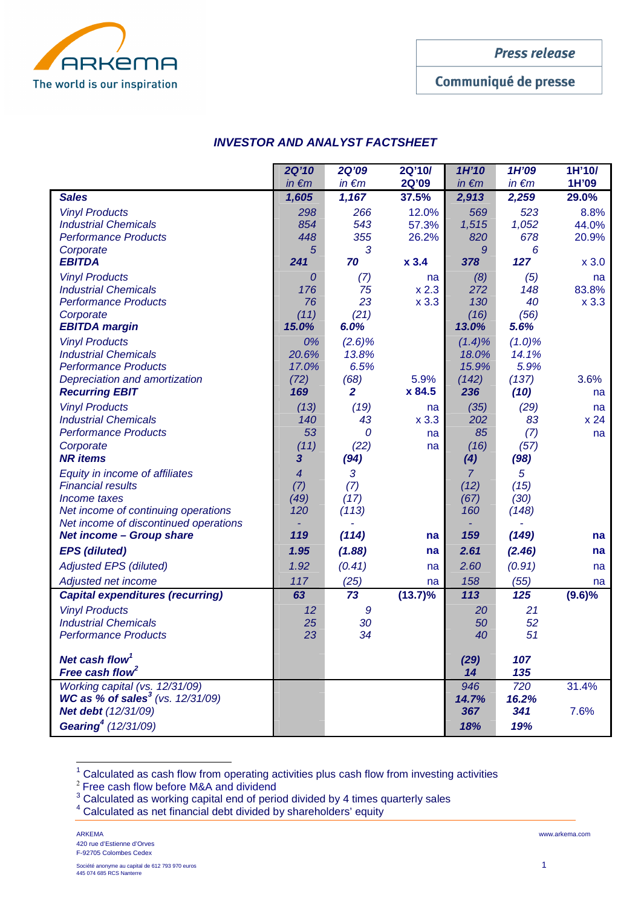Press release

Communiqué de presse

## INVESTOR AND ANALYST FACTSHEET

| | 2Q'10 in €m | 2Q'09 in €m | 2Q'10/ 2Q'09 | 1H'10 in €m | 1H'09 in €m | 1H'10/ 1H'09 |
|---|---|---|---|---|---|---|
| **Sales** | **1,605** | **1,167** | **37.5%** | **2,913** | **2,259** | **29.0%** |
| Vinyl Products | 298 | 266 | 12.0% | 569 | 523 | 8.8% |
| Industrial Chemicals | 854 | 543 | 57.3% | 1,515 | 1,052 | 44.0% |
| Performance Products | 448 | 355 | 26.2% | 820 | 678 | 20.9% |
| Corporate | 5 | 3 | | 9 | 6 | |
| **EBITDA** | **241** | **70** | **x 3.4** | **378** | **127** | **x 3.0** |
| Vinyl Products | 0 | (7) | na | (8) | (5) | na |
| Industrial Chemicals | 176 | 75 | x 2.3 | 272 | 148 | 83.8% |
| Performance Products | 76 | 23 | x 3.3 | 130 | 40 | x 3.3 |
| Corporate | (11) | (21) | | (16) | (56) | |
| **EBITDA margin** | **15.0%** | **6.0%** | | **13.0%** | **5.6%** | |
| Vinyl Products | 0% | (2.6)% | | (1.4)% | (1.0)% | |
| Industrial Chemicals | 20.6% | 13.8% | | 18.0% | 14.1% | |
| Performance Products | 17.0% | 6.5% | | 15.9% | 5.9% | |
| Depreciation and amortization | (72) | (68) | 5.9% | (142) | (137) | 3.6% |
| **Recurring EBIT** | **169** | **2** | **x 84.5** | **236** | **(10)** | na |
| Vinyl Products | (13) | (19) | na | (35) | (29) | na |
| Industrial Chemicals | 140 | 43 | x 3.3 | 202 | 83 | x 24 |
| Performance Products | 53 | 0 | na | 85 | (7) | na |
| Corporate | (11) | (22) | na | (16) | (57) | |
| **NR items** | **3** | **(94)** | | **(4)** | **(98)** | |
| Equity in income of affiliates | 4 | 3 | | 7 | 5 | |
| Financial results | (7) | (7) | | (12) | (15) | |
| Income taxes | (49) | (17) | | (67) | (30) | |
| Net income of continuing operations | 120 | (113) | | 160 | (148) | |
| Net income of discontinued operations | - | - | | - | - | |
| **Net income – Group share** | **119** | **(114)** | **na** | **159** | **(149)** | **na** |
| **EPS (diluted)** | **1.95** | **(1.88)** | **na** | **2.61** | **(2.46)** | **na** |
| Adjusted EPS (diluted) | 1.92 | (0.41) | na | 2.60 | (0.91) | na |
| Adjusted net income | 117 | (25) | na | 158 | (55) | na |
| **Capital expenditures (recurring)** | **63** | **73** | **(13.7)%** | **113** | **125** | **(9.6)%** |
| Vinyl Products | 12 | 9 | | 20 | 21 | |
| Industrial Chemicals | 25 | 30 | | 50 | 52 | |
| Performance Products | 23 | 34 | | 40 | 51 | |
| **Net cash flow**[1] | | | | **(29)** | **107** | |
| **Free cash flow**[2] | | | | **14** | **135** | |
| Working capital (vs. 12/31/09) | | | | 946 | 720 | 31.4% |
| **WC as % of sales**[3] (vs. 12/31/09) | | | | **14.7%** | **16.2%** | |
| **Net debt** (12/31/09) | | | | **367** | **341** | 7.6% |
| **Gearing**[4] (12/31/09) | | | | **18%** | **19%** | |

[1] Calculated as cash flow from operating activities plus cash flow from investing activities
[2] Free cash flow before M&A and dividend
[3] Calculated as working capital end of period divided by 4 times quarterly sales
[4] Calculated as net financial debt divided by shareholders' equity

ARKEMA
420 rue d'Estienne d'Orves
F-92705 Colombes Cedex

Société anonyme au capital de 612 793 970 euros
445 074 685 RCS Nanterre

www.arkema.com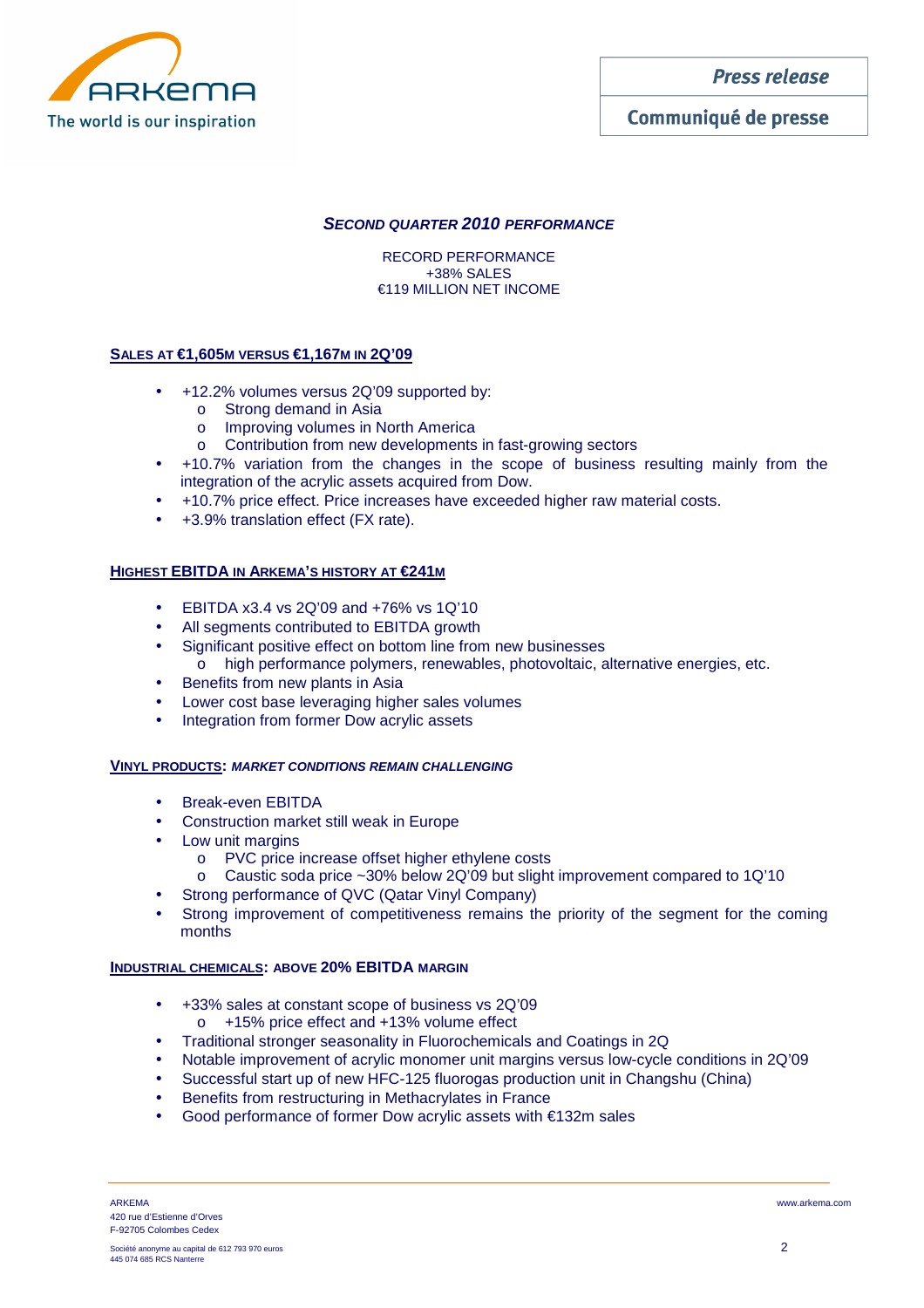## *SECOND QUARTER 2010 PERFORMANCE*

RECORD PERFORMANCE
+38% SALES
€119 MILLION NET INCOME

### SALES AT €1,605M VERSUS €1,167M IN 2Q'09

- +12.2% volumes versus 2Q'09 supported by:
  - Strong demand in Asia
  - Improving volumes in North America
  - Contribution from new developments in fast-growing sectors
- +10.7% variation from the changes in the scope of business resulting mainly from the integration of the acrylic assets acquired from Dow.
- +10.7% price effect. Price increases have exceeded higher raw material costs.
- +3.9% translation effect (FX rate).

### HIGHEST EBITDA IN ARKEMA'S HISTORY AT €241M

- EBITDA x3.4 vs 2Q'09 and +76% vs 1Q'10
- All segments contributed to EBITDA growth
- Significant positive effect on bottom line from new businesses
  - high performance polymers, renewables, photovoltaic, alternative energies, etc.
- Benefits from new plants in Asia
- Lower cost base leveraging higher sales volumes
- Integration from former Dow acrylic assets

### VINYL PRODUCTS: *MARKET CONDITIONS REMAIN CHALLENGING*

- Break-even EBITDA
- Construction market still weak in Europe
- Low unit margins
  - PVC price increase offset higher ethylene costs
  - Caustic soda price ~30% below 2Q'09 but slight improvement compared to 1Q'10
- Strong performance of QVC (Qatar Vinyl Company)
- Strong improvement of competitiveness remains the priority of the segment for the coming months

### INDUSTRIAL CHEMICALS: ABOVE 20% EBITDA MARGIN

- +33% sales at constant scope of business vs 2Q'09
  - +15% price effect and +13% volume effect
- Traditional stronger seasonality in Fluorochemicals and Coatings in 2Q
- Notable improvement of acrylic monomer unit margins versus low-cycle conditions in 2Q'09
- Successful start up of new HFC-125 fluorogas production unit in Changshu (China)
- Benefits from restructuring in Methacrylates in France
- Good performance of former Dow acrylic assets with €132m sales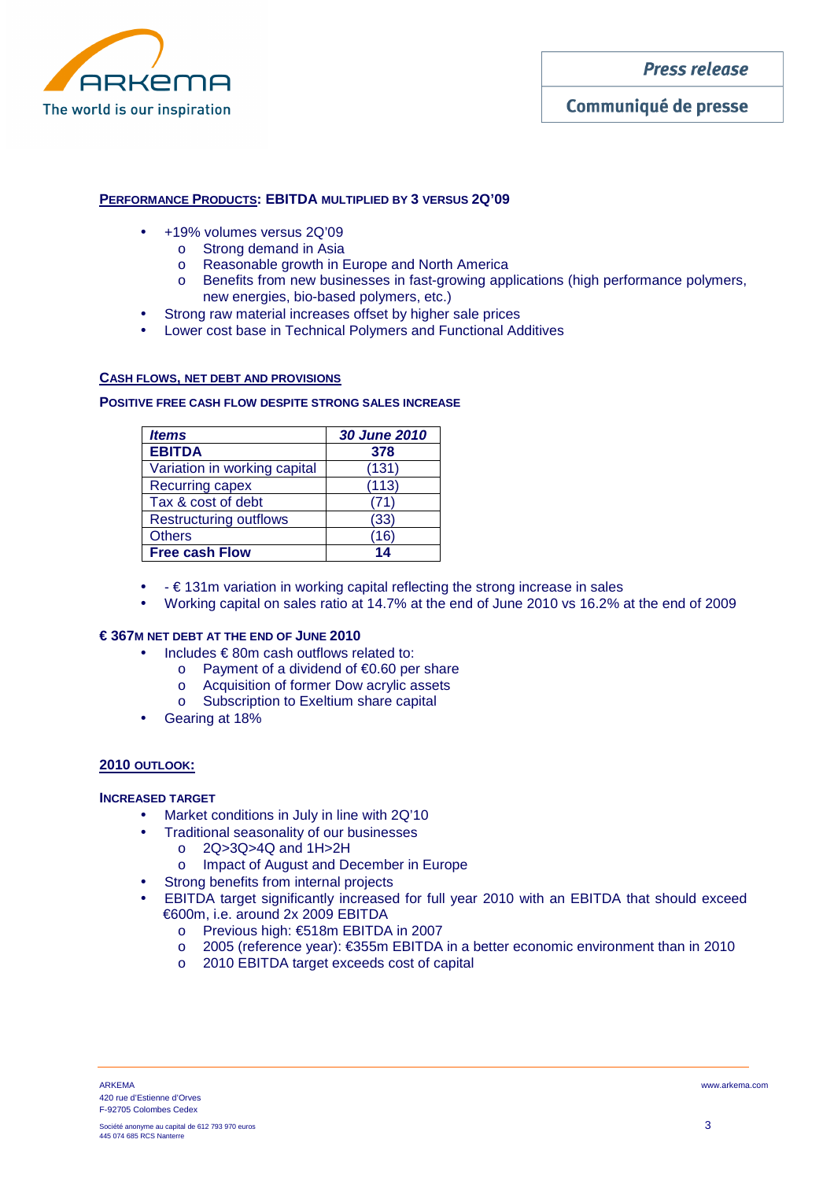## PERFORMANCE PRODUCTS: EBITDA MULTIPLIED BY 3 VERSUS 2Q'09

- +19% volumes versus 2Q'09
  - Strong demand in Asia
  - Reasonable growth in Europe and North America
  - Benefits from new businesses in fast-growing applications (high performance polymers, new energies, bio-based polymers, etc.)
- Strong raw material increases offset by higher sale prices
- Lower cost base in Technical Polymers and Functional Additives

## CASH FLOWS, NET DEBT AND PROVISIONS

### POSITIVE FREE CASH FLOW DESPITE STRONG SALES INCREASE

| *Items* | *30 June 2010* |
|---|---|
| **EBITDA** | **378** |
| Variation in working capital | (131) |
| Recurring capex | (113) |
| Tax & cost of debt | (71) |
| Restructuring outflows | (33) |
| Others | (16) |
| **Free cash Flow** | **14** |

- - € 131m variation in working capital reflecting the strong increase in sales
- Working capital on sales ratio at 14.7% at the end of June 2010 vs 16.2% at the end of 2009

### € 367M NET DEBT AT THE END OF JUNE 2010

- Includes € 80m cash outflows related to:
  - Payment of a dividend of €0.60 per share
  - Acquisition of former Dow acrylic assets
  - Subscription to Exeltium share capital
- Gearing at 18%

## 2010 OUTLOOK:

### INCREASED TARGET

- Market conditions in July in line with 2Q'10
- Traditional seasonality of our businesses
  - 2Q>3Q>4Q and 1H>2H
  - Impact of August and December in Europe
- Strong benefits from internal projects
- EBITDA target significantly increased for full year 2010 with an EBITDA that should exceed €600m, i.e. around 2x 2009 EBITDA
  - Previous high: €518m EBITDA in 2007
  - 2005 (reference year): €355m EBITDA in a better economic environment than in 2010
  - 2010 EBITDA target exceeds cost of capital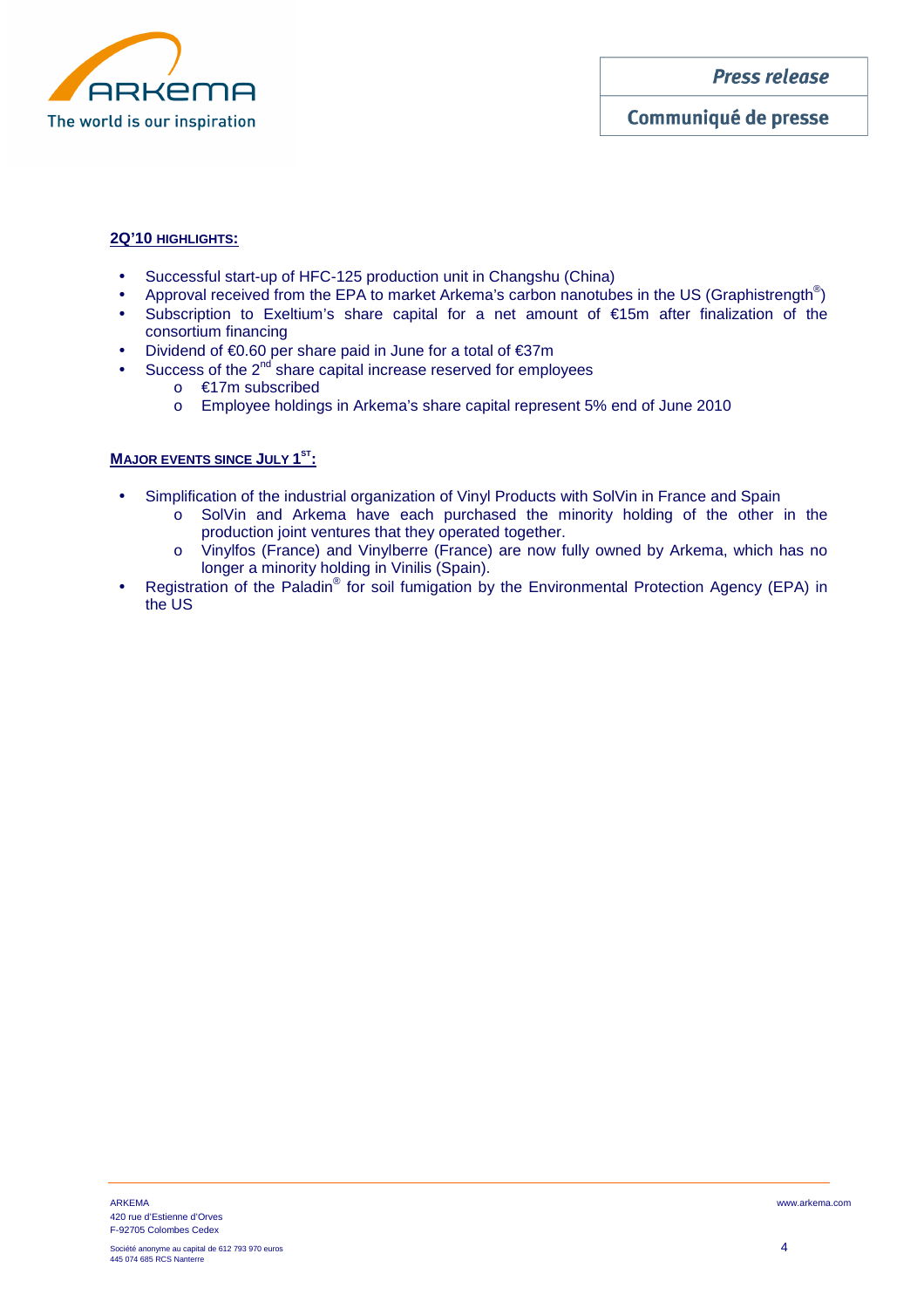## 2Q'10 HIGHLIGHTS:

- Successful start-up of HFC-125 production unit in Changshu (China)
- Approval received from the EPA to market Arkema's carbon nanotubes in the US (Graphistrength®)
- Subscription to Exeltium's share capital for a net amount of €15m after finalization of the consortium financing
- Dividend of €0.60 per share paid in June for a total of €37m
- Success of the 2nd share capital increase reserved for employees
  - €17m subscribed
  - Employee holdings in Arkema's share capital represent 5% end of June 2010

## MAJOR EVENTS SINCE JULY 1ST:

- Simplification of the industrial organization of Vinyl Products with SolVin in France and Spain
  - SolVin and Arkema have each purchased the minority holding of the other in the production joint ventures that they operated together.
  - Vinylfos (France) and Vinylberre (France) are now fully owned by Arkema, which has no longer a minority holding in Vinilis (Spain).
- Registration of the Paladin® for soil fumigation by the Environmental Protection Agency (EPA) in the US